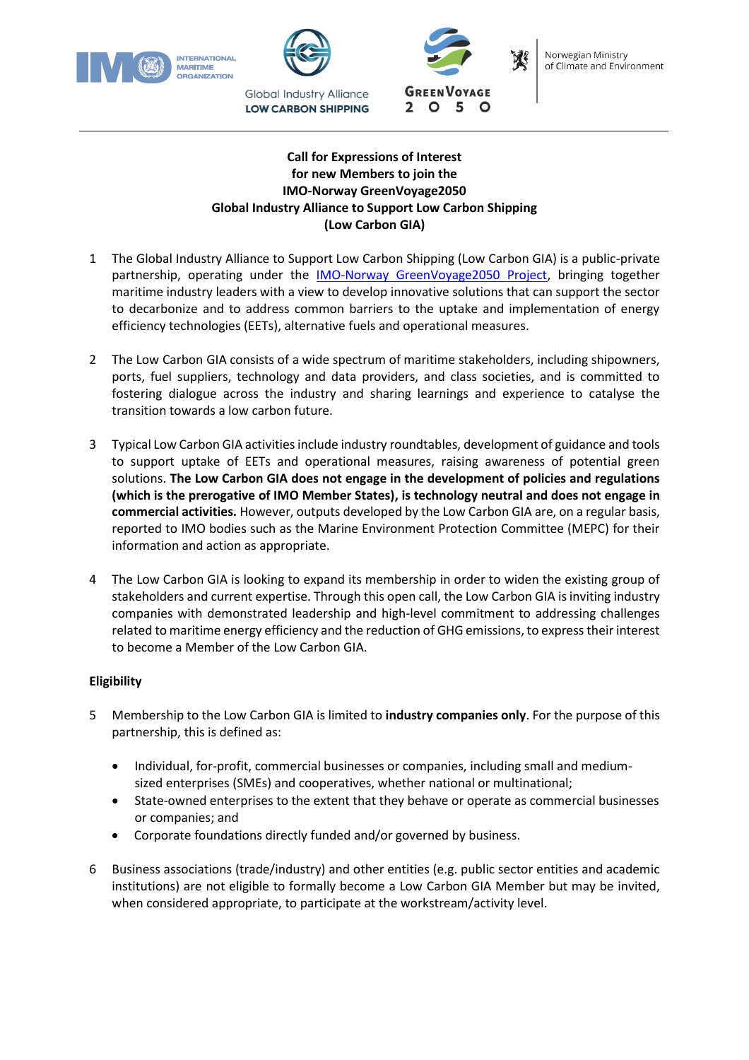**Call for Expressions of Interest**
**for new Members to join the**
**IMO-Norway GreenVoyage2050**
**Global Industry Alliance to Support Low Carbon Shipping**
**(Low Carbon GIA)**

1 The Global Industry Alliance to Support Low Carbon Shipping (Low Carbon GIA) is a public-private partnership, operating under the IMO-Norway GreenVoyage2050 Project, bringing together maritime industry leaders with a view to develop innovative solutions that can support the sector to decarbonize and to address common barriers to the uptake and implementation of energy efficiency technologies (EETs), alternative fuels and operational measures.

2 The Low Carbon GIA consists of a wide spectrum of maritime stakeholders, including shipowners, ports, fuel suppliers, technology and data providers, and class societies, and is committed to fostering dialogue across the industry and sharing learnings and experience to catalyse the transition towards a low carbon future.

3 Typical Low Carbon GIA activities include industry roundtables, development of guidance and tools to support uptake of EETs and operational measures, raising awareness of potential green solutions. **The Low Carbon GIA does not engage in the development of policies and regulations (which is the prerogative of IMO Member States), is technology neutral and does not engage in commercial activities.** However, outputs developed by the Low Carbon GIA are, on a regular basis, reported to IMO bodies such as the Marine Environment Protection Committee (MEPC) for their information and action as appropriate.

4 The Low Carbon GIA is looking to expand its membership in order to widen the existing group of stakeholders and current expertise. Through this open call, the Low Carbon GIA is inviting industry companies with demonstrated leadership and high-level commitment to addressing challenges related to maritime energy efficiency and the reduction of GHG emissions, to express their interest to become a Member of the Low Carbon GIA.

**Eligibility**

5 Membership to the Low Carbon GIA is limited to **industry companies only**. For the purpose of this partnership, this is defined as:

- Individual, for-profit, commercial businesses or companies, including small and medium-sized enterprises (SMEs) and cooperatives, whether national or multinational;
- State-owned enterprises to the extent that they behave or operate as commercial businesses or companies; and
- Corporate foundations directly funded and/or governed by business.

6 Business associations (trade/industry) and other entities (e.g. public sector entities and academic institutions) are not eligible to formally become a Low Carbon GIA Member but may be invited, when considered appropriate, to participate at the workstream/activity level.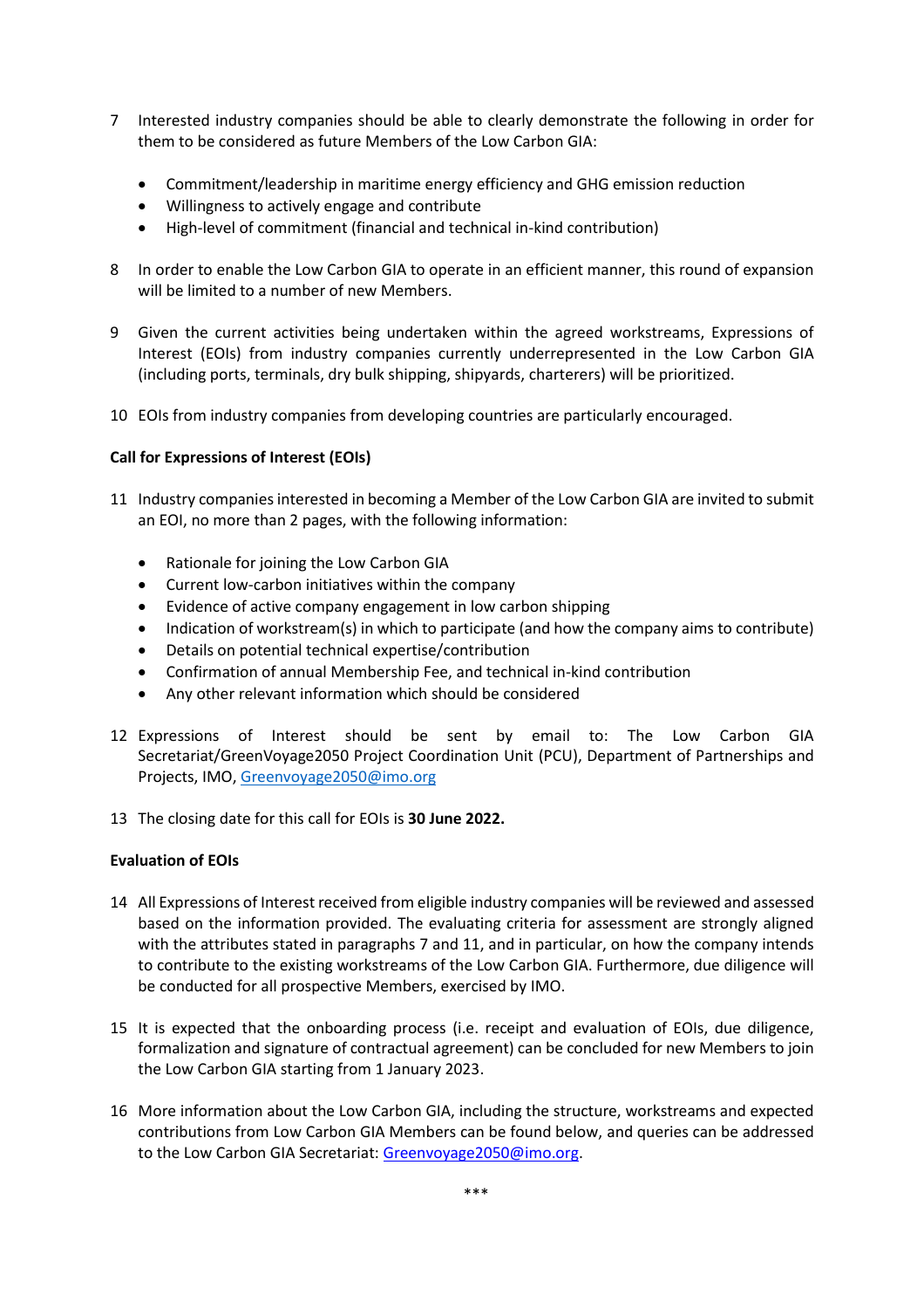7 Interested industry companies should be able to clearly demonstrate the following in order for them to be considered as future Members of the Low Carbon GIA:

- Commitment/leadership in maritime energy efficiency and GHG emission reduction
- Willingness to actively engage and contribute
- High-level of commitment (financial and technical in-kind contribution)

8 In order to enable the Low Carbon GIA to operate in an efficient manner, this round of expansion will be limited to a number of new Members.

9 Given the current activities being undertaken within the agreed workstreams, Expressions of Interest (EOIs) from industry companies currently underrepresented in the Low Carbon GIA (including ports, terminals, dry bulk shipping, shipyards, charterers) will be prioritized.

10 EOIs from industry companies from developing countries are particularly encouraged.

**Call for Expressions of Interest (EOIs)**

11 Industry companies interested in becoming a Member of the Low Carbon GIA are invited to submit an EOI, no more than 2 pages, with the following information:

- Rationale for joining the Low Carbon GIA
- Current low-carbon initiatives within the company
- Evidence of active company engagement in low carbon shipping
- Indication of workstream(s) in which to participate (and how the company aims to contribute)
- Details on potential technical expertise/contribution
- Confirmation of annual Membership Fee, and technical in-kind contribution
- Any other relevant information which should be considered

12 Expressions of Interest should be sent by email to: The Low Carbon GIA Secretariat/GreenVoyage2050 Project Coordination Unit (PCU), Department of Partnerships and Projects, IMO, Greenvoyage2050@imo.org

13 The closing date for this call for EOIs is **30 June 2022.**

**Evaluation of EOIs**

14 All Expressions of Interest received from eligible industry companies will be reviewed and assessed based on the information provided. The evaluating criteria for assessment are strongly aligned with the attributes stated in paragraphs 7 and 11, and in particular, on how the company intends to contribute to the existing workstreams of the Low Carbon GIA. Furthermore, due diligence will be conducted for all prospective Members, exercised by IMO.

15 It is expected that the onboarding process (i.e. receipt and evaluation of EOIs, due diligence, formalization and signature of contractual agreement) can be concluded for new Members to join the Low Carbon GIA starting from 1 January 2023.

16 More information about the Low Carbon GIA, including the structure, workstreams and expected contributions from Low Carbon GIA Members can be found below, and queries can be addressed to the Low Carbon GIA Secretariat: Greenvoyage2050@imo.org.

***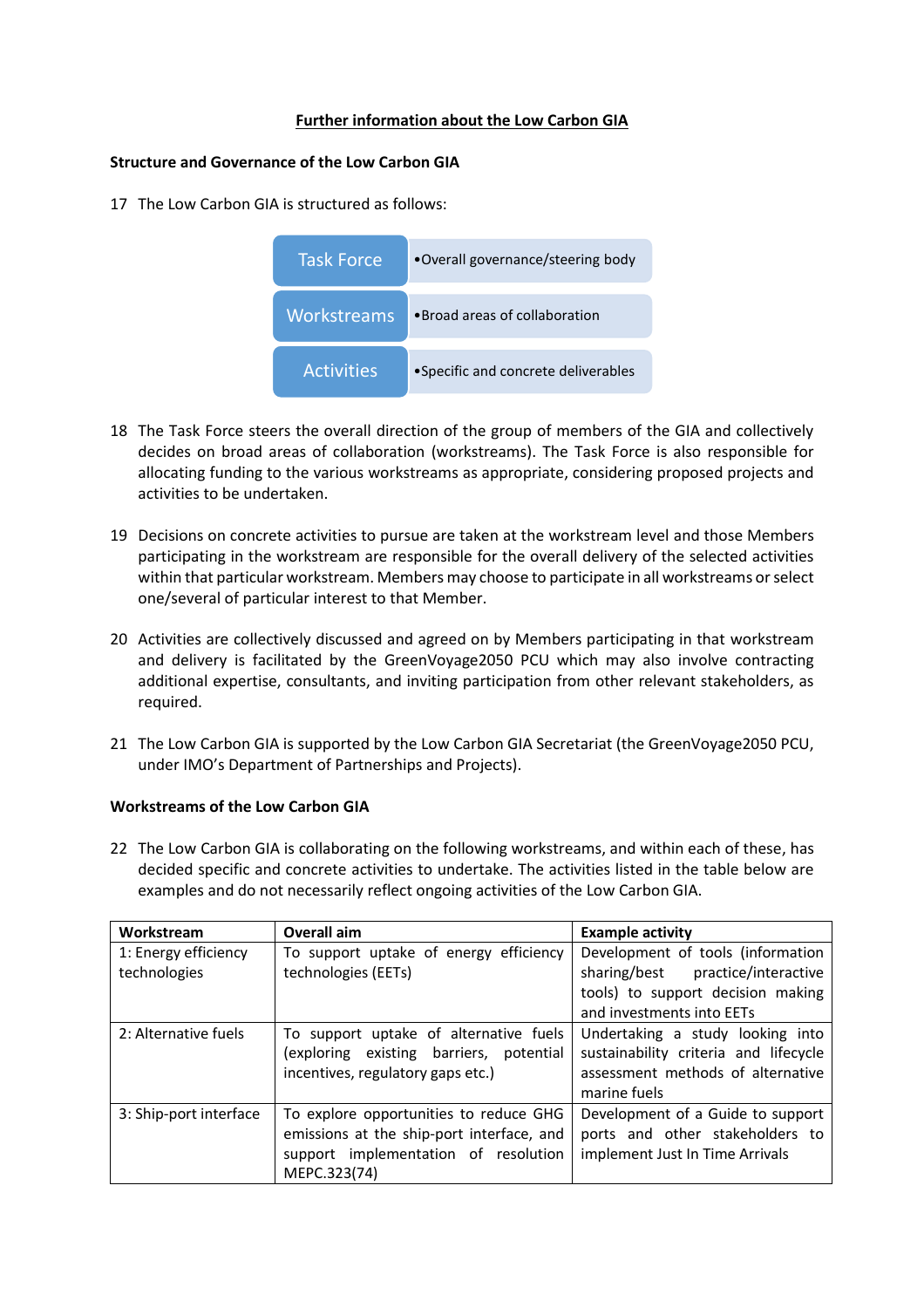## Further information about the Low Carbon GIA

**Structure and Governance of the Low Carbon GIA**

17 The Low Carbon GIA is structured as follows:

| | |
|---|---|
| Task Force | • Overall governance/steering body |
| Workstreams | • Broad areas of collaboration |
| Activities | • Specific and concrete deliverables |

18 The Task Force steers the overall direction of the group of members of the GIA and collectively decides on broad areas of collaboration (workstreams). The Task Force is also responsible for allocating funding to the various workstreams as appropriate, considering proposed projects and activities to be undertaken.

19 Decisions on concrete activities to pursue are taken at the workstream level and those Members participating in the workstream are responsible for the overall delivery of the selected activities within that particular workstream. Members may choose to participate in all workstreams or select one/several of particular interest to that Member.

20 Activities are collectively discussed and agreed on by Members participating in that workstream and delivery is facilitated by the GreenVoyage2050 PCU which may also involve contracting additional expertise, consultants, and inviting participation from other relevant stakeholders, as required.

21 The Low Carbon GIA is supported by the Low Carbon GIA Secretariat (the GreenVoyage2050 PCU, under IMO's Department of Partnerships and Projects).

**Workstreams of the Low Carbon GIA**

22 The Low Carbon GIA is collaborating on the following workstreams, and within each of these, has decided specific and concrete activities to undertake. The activities listed in the table below are examples and do not necessarily reflect ongoing activities of the Low Carbon GIA.

| Workstream | Overall aim | Example activity |
|---|---|---|
| 1: Energy efficiency technologies | To support uptake of energy efficiency technologies (EETs) | Development of tools (information sharing/best practice/interactive tools) to support decision making and investments into EETs |
| 2: Alternative fuels | To support uptake of alternative fuels (exploring existing barriers, potential incentives, regulatory gaps etc.) | Undertaking a study looking into sustainability criteria and lifecycle assessment methods of alternative marine fuels |
| 3: Ship-port interface | To explore opportunities to reduce GHG emissions at the ship-port interface, and support implementation of resolution MEPC.323(74) | Development of a Guide to support ports and other stakeholders to implement Just In Time Arrivals |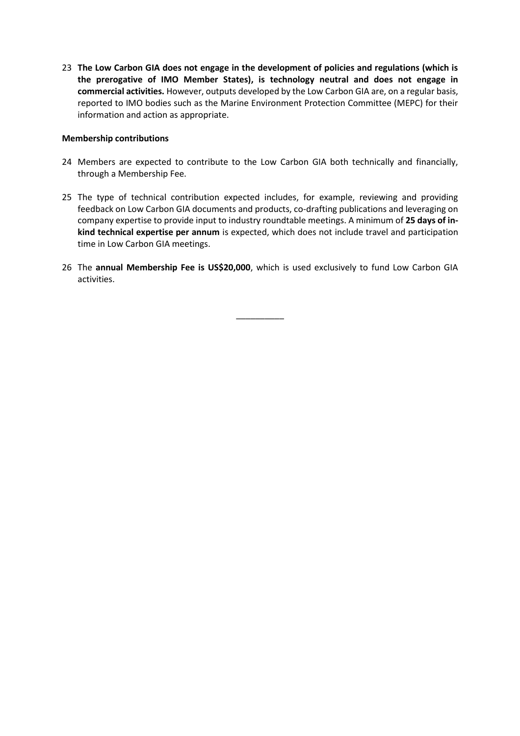23 **The Low Carbon GIA does not engage in the development of policies and regulations (which is the prerogative of IMO Member States), is technology neutral and does not engage in commercial activities.** However, outputs developed by the Low Carbon GIA are, on a regular basis, reported to IMO bodies such as the Marine Environment Protection Committee (MEPC) for their information and action as appropriate.

**Membership contributions**

24 Members are expected to contribute to the Low Carbon GIA both technically and financially, through a Membership Fee.

25 The type of technical contribution expected includes, for example, reviewing and providing feedback on Low Carbon GIA documents and products, co-drafting publications and leveraging on company expertise to provide input to industry roundtable meetings. A minimum of **25 days of in-kind technical expertise per annum** is expected, which does not include travel and participation time in Low Carbon GIA meetings.

26 The **annual Membership Fee is US$20,000**, which is used exclusively to fund Low Carbon GIA activities.

___________